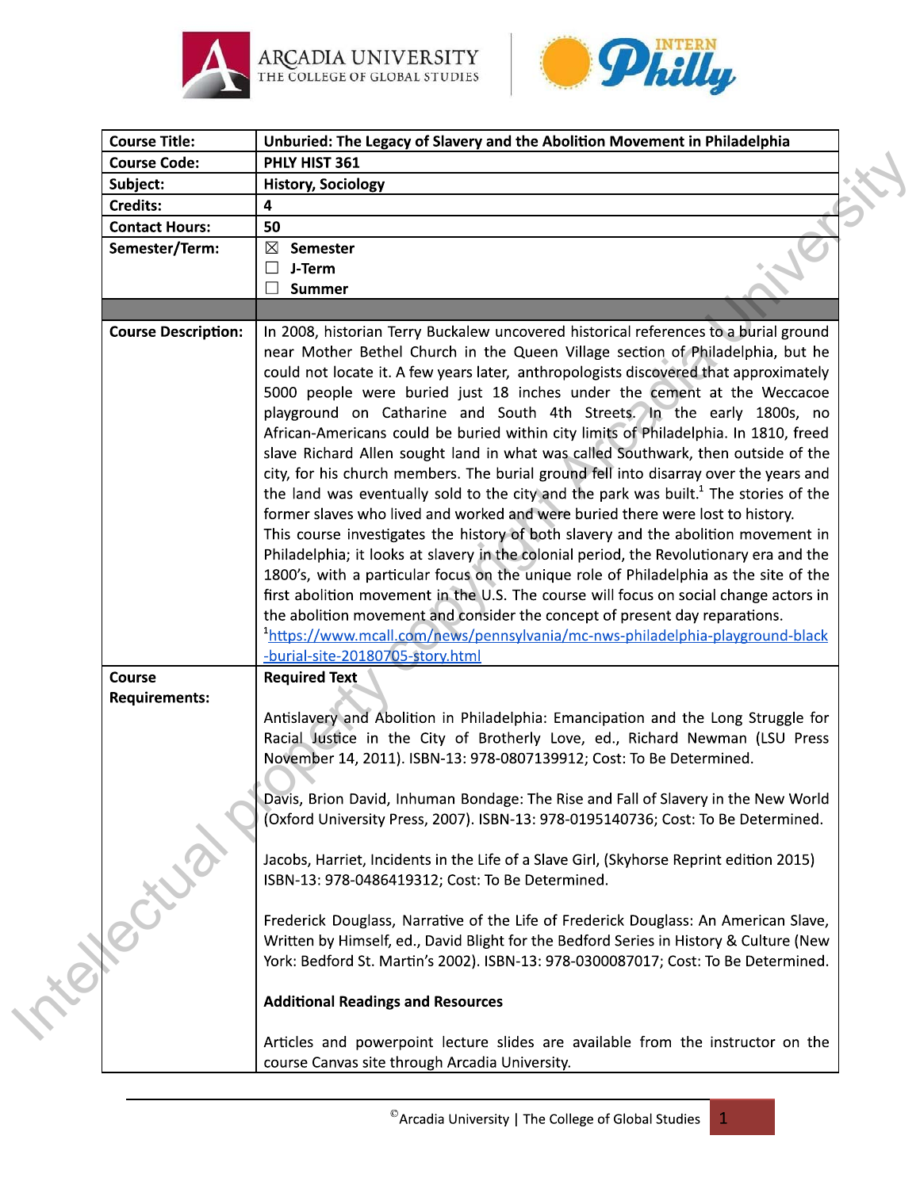| | |
|---|---|
| **Course Title:** | **Unburied: The Legacy of Slavery and the Abolition Movement in Philadelphia** |
| **Course Code:** | **PHLY HIST 361** |
| **Subject:** | **History, Sociology** |
| **Credits:** | **4** |
| **Contact Hours:** | **50** |
| **Semester/Term:** | ☒ **Semester** ☐ **J-Term** ☐ **Summer** |
| | |
| **Course Description:** | In 2008, historian Terry Buckalew uncovered historical references to a burial ground near Mother Bethel Church in the Queen Village section of Philadelphia, but he could not locate it. A few years later, anthropologists discovered that approximately 5000 people were buried just 18 inches under the cement at the Weccacoe playground on Catharine and South 4th Streets. In the early 1800s, no African-Americans could be buried within city limits of Philadelphia. In 1810, freed slave Richard Allen sought land in what was called Southwark, then outside of the city, for his church members. The burial ground fell into disarray over the years and the land was eventually sold to the city and the park was built.[1] The stories of the former slaves who lived and worked and were buried there were lost to history. This course investigates the history of both slavery and the abolition movement in Philadelphia; it looks at slavery in the colonial period, the Revolutionary era and the 1800's, with a particular focus on the unique role of Philadelphia as the site of the first abolition movement in the U.S. The course will focus on social change actors in the abolition movement and consider the concept of present day reparations. [1]https://www.mcall.com/news/pennsylvania/mc-nws-philadelphia-playground-black-burial-site-20180705-story.html |
| **Course Requirements:** | **Required Text** <br><br> Antislavery and Abolition in Philadelphia: Emancipation and the Long Struggle for Racial Justice in the City of Brotherly Love, ed., Richard Newman (LSU Press November 14, 2011). ISBN-13: 978-0807139912; Cost: To Be Determined. <br><br> Davis, Brion David, Inhuman Bondage: The Rise and Fall of Slavery in the New World (Oxford University Press, 2007). ISBN-13: 978-0195140736; Cost: To Be Determined. <br><br> Jacobs, Harriet, Incidents in the Life of a Slave Girl, (Skyhorse Reprint edition 2015) ISBN-13: 978-0486419312; Cost: To Be Determined. <br><br> Frederick Douglass, Narrative of the Life of Frederick Douglass: An American Slave, Written by Himself, ed., David Blight for the Bedford Series in History & Culture (New York: Bedford St. Martin's 2002). ISBN-13: 978-0300087017; Cost: To Be Determined. <br><br> **Additional Readings and Resources** <br><br> Articles and powerpoint lecture slides are available from the instructor on the course Canvas site through Arcadia University. |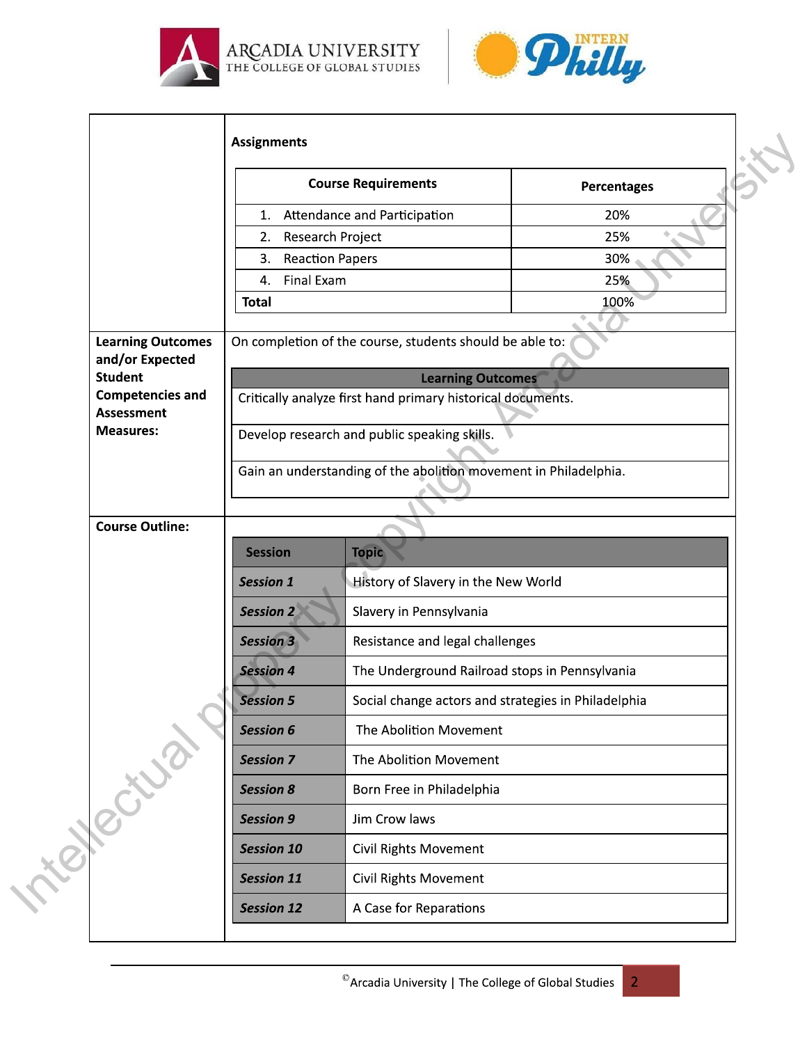**Assignments**

| Course Requirements | Percentages |
|---|---|
| 1. Attendance and Participation | 20% |
| 2. Research Project | 25% |
| 3. Reaction Papers | 30% |
| 4. Final Exam | 25% |
| **Total** | 100% |

**Learning Outcomes and/or Expected Student Competencies and Assessment Measures:**

On completion of the course, students should be able to:

| Learning Outcomes |
|---|
| Critically analyze first hand primary historical documents. |
| Develop research and public speaking skills. |
| Gain an understanding of the abolition movement in Philadelphia. |

**Course Outline:**

| Session | Topic |
|---|---|
| *Session 1* | History of Slavery in the New World |
| *Session 2* | Slavery in Pennsylvania |
| *Session 3* | Resistance and legal challenges |
| *Session 4* | The Underground Railroad stops in Pennsylvania |
| *Session 5* | Social change actors and strategies in Philadelphia |
| *Session 6* | The Abolition Movement |
| *Session 7* | The Abolition Movement |
| *Session 8* | Born Free in Philadelphia |
| *Session 9* | Jim Crow laws |
| *Session 10* | Civil Rights Movement |
| *Session 11* | Civil Rights Movement |
| *Session 12* | A Case for Reparations |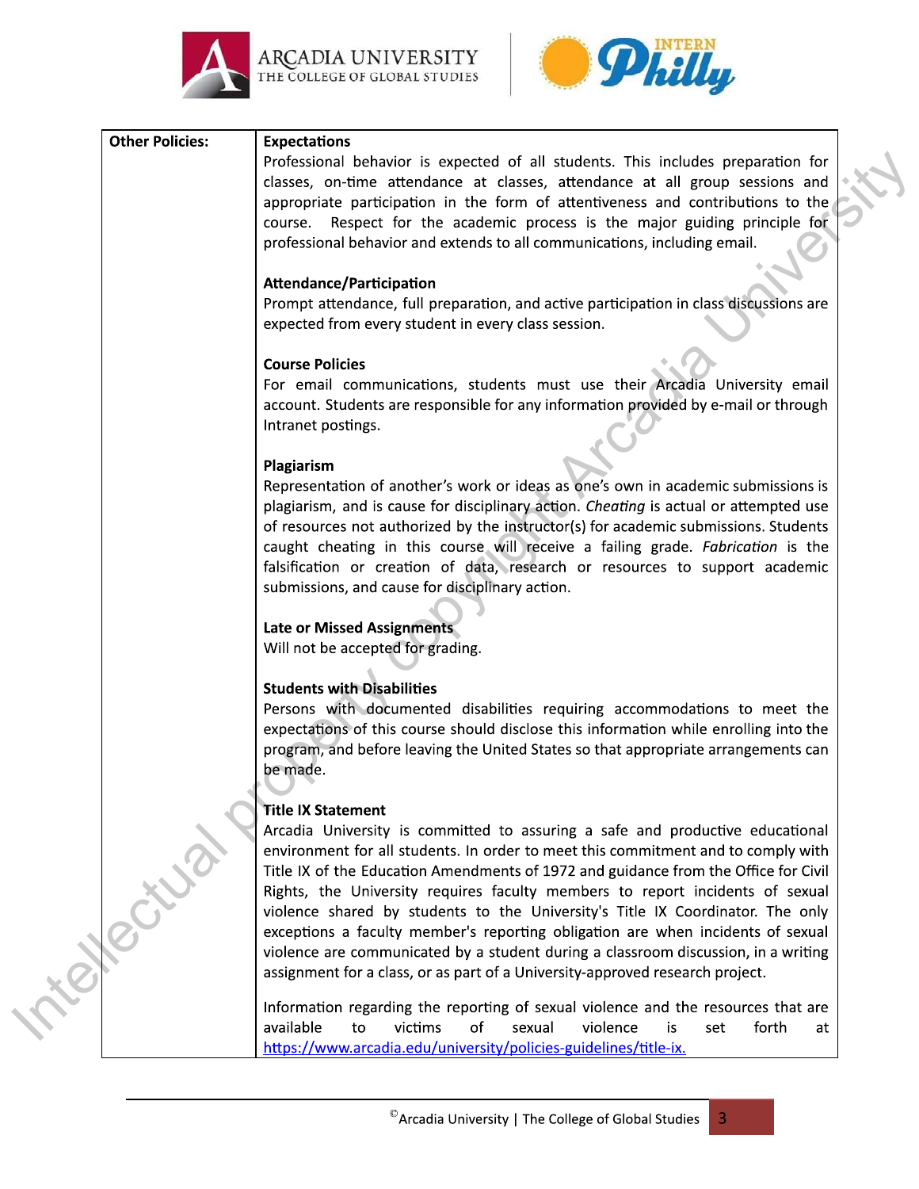| Other Policies: | **Expectations**<br>Professional behavior is expected of all students. This includes preparation for classes, on-time attendance at classes, attendance at all group sessions and appropriate participation in the form of attentiveness and contributions to the course. Respect for the academic process is the major guiding principle for professional behavior and extends to all communications, including email.<br><br>**Attendance/Participation**<br>Prompt attendance, full preparation, and active participation in class discussions are expected from every student in every class session.<br><br>**Course Policies**<br>For email communications, students must use their Arcadia University email account. Students are responsible for any information provided by e-mail or through Intranet postings.<br><br>**Plagiarism**<br>Representation of another's work or ideas as one's own in academic submissions is plagiarism, and is cause for disciplinary action. *Cheating* is actual or attempted use of resources not authorized by the instructor(s) for academic submissions. Students caught cheating in this course will receive a failing grade. *Fabrication* is the falsification or creation of data, research or resources to support academic submissions, and cause for disciplinary action.<br><br>**Late or Missed Assignments**<br>Will not be accepted for grading.<br><br>**Students with Disabilities**<br>Persons with documented disabilities requiring accommodations to meet the expectations of this course should disclose this information while enrolling into the program, and before leaving the United States so that appropriate arrangements can be made.<br><br>**Title IX Statement**<br>Arcadia University is committed to assuring a safe and productive educational environment for all students. In order to meet this commitment and to comply with Title IX of the Education Amendments of 1972 and guidance from the Office for Civil Rights, the University requires faculty members to report incidents of sexual violence shared by students to the University's Title IX Coordinator. The only exceptions a faculty member's reporting obligation are when incidents of sexual violence are communicated by a student during a classroom discussion, in a writing assignment for a class, or as part of a University-approved research project.<br><br>Information regarding the reporting of sexual violence and the resources that are available to victims of sexual violence is set forth at https://www.arcadia.edu/university/policies-guidelines/title-ix. |
|---|---|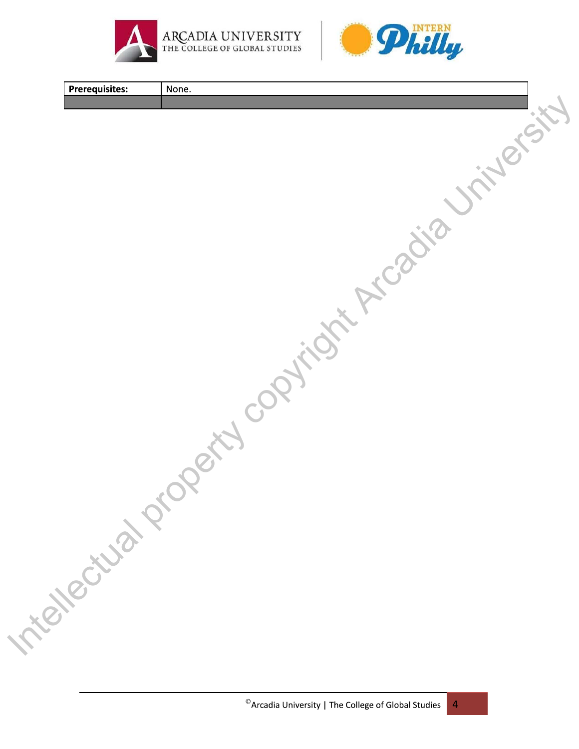| | |
|---|---|
| **Prerequisites:** | None. |
| | |